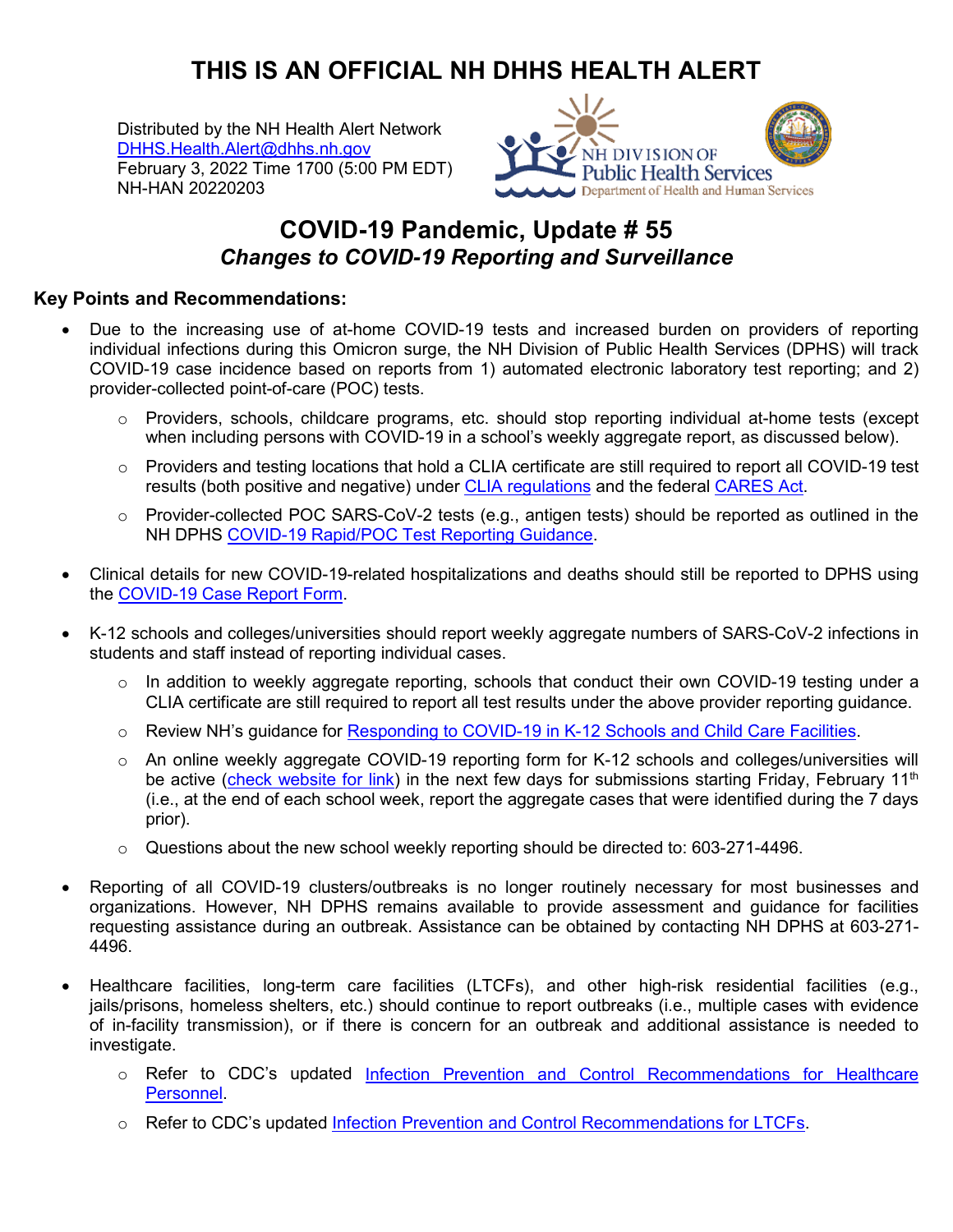# THIS IS AN OFFICIAL NH DHHS HEALTH ALERT

Distributed by the NH Health Alert Network
DHHS.Health.Alert@dhhs.nh.gov
February 3, 2022 Time 1700 (5:00 PM EDT)
NH-HAN 20220203

## COVID-19 Pandemic, Update # 55

### *Changes to COVID-19 Reporting and Surveillance*

**Key Points and Recommendations:**

- Due to the increasing use of at-home COVID-19 tests and increased burden on providers of reporting individual infections during this Omicron surge, the NH Division of Public Health Services (DPHS) will track COVID-19 case incidence based on reports from 1) automated electronic laboratory test reporting; and 2) provider-collected point-of-care (POC) tests.
  - Providers, schools, childcare programs, etc. should stop reporting individual at-home tests (except when including persons with COVID-19 in a school's weekly aggregate report, as discussed below).
  - Providers and testing locations that hold a CLIA certificate are still required to report all COVID-19 test results (both positive and negative) under CLIA regulations and the federal CARES Act.
  - Provider-collected POC SARS-CoV-2 tests (e.g., antigen tests) should be reported as outlined in the NH DPHS COVID-19 Rapid/POC Test Reporting Guidance.
- Clinical details for new COVID-19-related hospitalizations and deaths should still be reported to DPHS using the COVID-19 Case Report Form.
- K-12 schools and colleges/universities should report weekly aggregate numbers of SARS-CoV-2 infections in students and staff instead of reporting individual cases.
  - In addition to weekly aggregate reporting, schools that conduct their own COVID-19 testing under a CLIA certificate are still required to report all test results under the above provider reporting guidance.
  - Review NH's guidance for Responding to COVID-19 in K-12 Schools and Child Care Facilities.
  - An online weekly aggregate COVID-19 reporting form for K-12 schools and colleges/universities will be active (check website for link) in the next few days for submissions starting Friday, February 11th (i.e., at the end of each school week, report the aggregate cases that were identified during the 7 days prior).
  - Questions about the new school weekly reporting should be directed to: 603-271-4496.
- Reporting of all COVID-19 clusters/outbreaks is no longer routinely necessary for most businesses and organizations. However, NH DPHS remains available to provide assessment and guidance for facilities requesting assistance during an outbreak. Assistance can be obtained by contacting NH DPHS at 603-271-4496.
- Healthcare facilities, long-term care facilities (LTCFs), and other high-risk residential facilities (e.g., jails/prisons, homeless shelters, etc.) should continue to report outbreaks (i.e., multiple cases with evidence of in-facility transmission), or if there is concern for an outbreak and additional assistance is needed to investigate.
  - Refer to CDC's updated Infection Prevention and Control Recommendations for Healthcare Personnel.
  - Refer to CDC's updated Infection Prevention and Control Recommendations for LTCFs.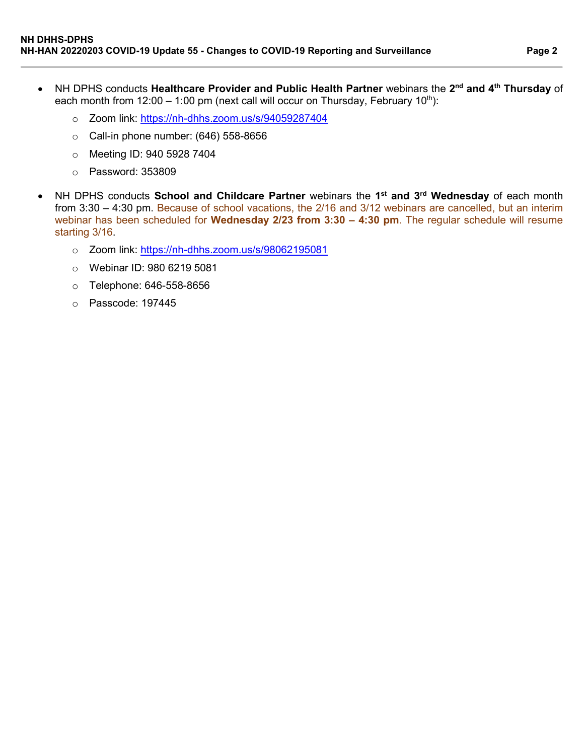- NH DPHS conducts **Healthcare Provider and Public Health Partner** webinars the **2nd and 4th Thursday** of each month from 12:00 – 1:00 pm (next call will occur on Thursday, February 10th):
    - Zoom link: https://nh-dhhs.zoom.us/s/94059287404
    - Call-in phone number: (646) 558-8656
    - Meeting ID: 940 5928 7404
    - Password: 353809
- NH DPHS conducts **School and Childcare Partner** webinars the **1st and 3rd Wednesday** of each month from 3:30 – 4:30 pm. Because of school vacations, the 2/16 and 3/12 webinars are cancelled, but an interim webinar has been scheduled for **Wednesday 2/23 from 3:30 – 4:30 pm**. The regular schedule will resume starting 3/16.
    - Zoom link: https://nh-dhhs.zoom.us/s/98062195081
    - Webinar ID: 980 6219 5081
    - Telephone: 646-558-8656
    - Passcode: 197445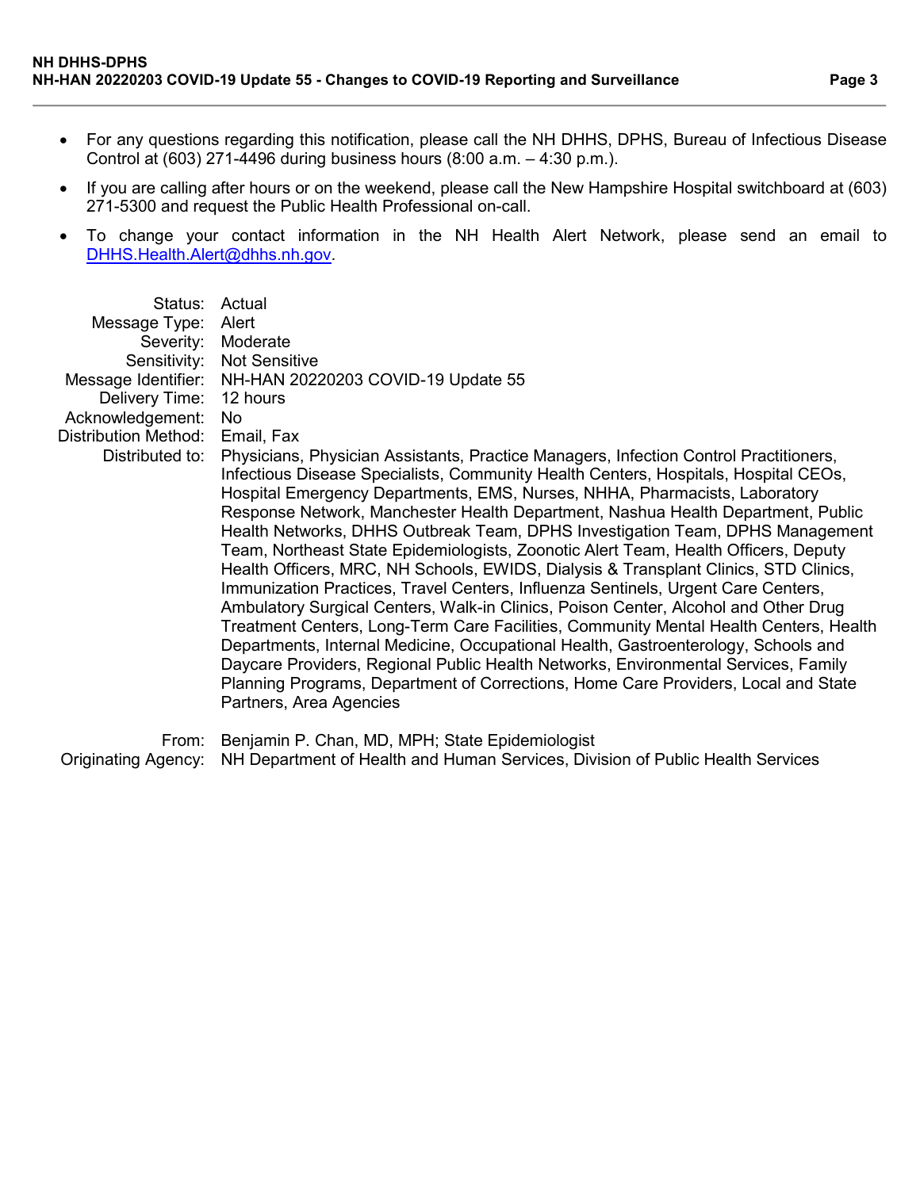- For any questions regarding this notification, please call the NH DHHS, DPHS, Bureau of Infectious Disease Control at (603) 271-4496 during business hours (8:00 a.m. – 4:30 p.m.).
- If you are calling after hours or on the weekend, please call the New Hampshire Hospital switchboard at (603) 271-5300 and request the Public Health Professional on-call.
- To change your contact information in the NH Health Alert Network, please send an email to DHHS.Health.Alert@dhhs.nh.gov.

| | |
|---|---|
| Status: | Actual |
| Message Type: | Alert |
| Severity: | Moderate |
| Sensitivity: | Not Sensitive |
| Message Identifier: | NH-HAN 20220203 COVID-19 Update 55 |
| Delivery Time: | 12 hours |
| Acknowledgement: | No |
| Distribution Method: | Email, Fax |
| Distributed to: | Physicians, Physician Assistants, Practice Managers, Infection Control Practitioners, Infectious Disease Specialists, Community Health Centers, Hospitals, Hospital CEOs, Hospital Emergency Departments, EMS, Nurses, NHHA, Pharmacists, Laboratory Response Network, Manchester Health Department, Nashua Health Department, Public Health Networks, DHHS Outbreak Team, DPHS Investigation Team, DPHS Management Team, Northeast State Epidemiologists, Zoonotic Alert Team, Health Officers, Deputy Health Officers, MRC, NH Schools, EWIDS, Dialysis & Transplant Clinics, STD Clinics, Immunization Practices, Travel Centers, Influenza Sentinels, Urgent Care Centers, Ambulatory Surgical Centers, Walk-in Clinics, Poison Center, Alcohol and Other Drug Treatment Centers, Long-Term Care Facilities, Community Mental Health Centers, Health Departments, Internal Medicine, Occupational Health, Gastroenterology, Schools and Daycare Providers, Regional Public Health Networks, Environmental Services, Family Planning Programs, Department of Corrections, Home Care Providers, Local and State Partners, Area Agencies |
| From: | Benjamin P. Chan, MD, MPH; State Epidemiologist |
| Originating Agency: | NH Department of Health and Human Services, Division of Public Health Services |